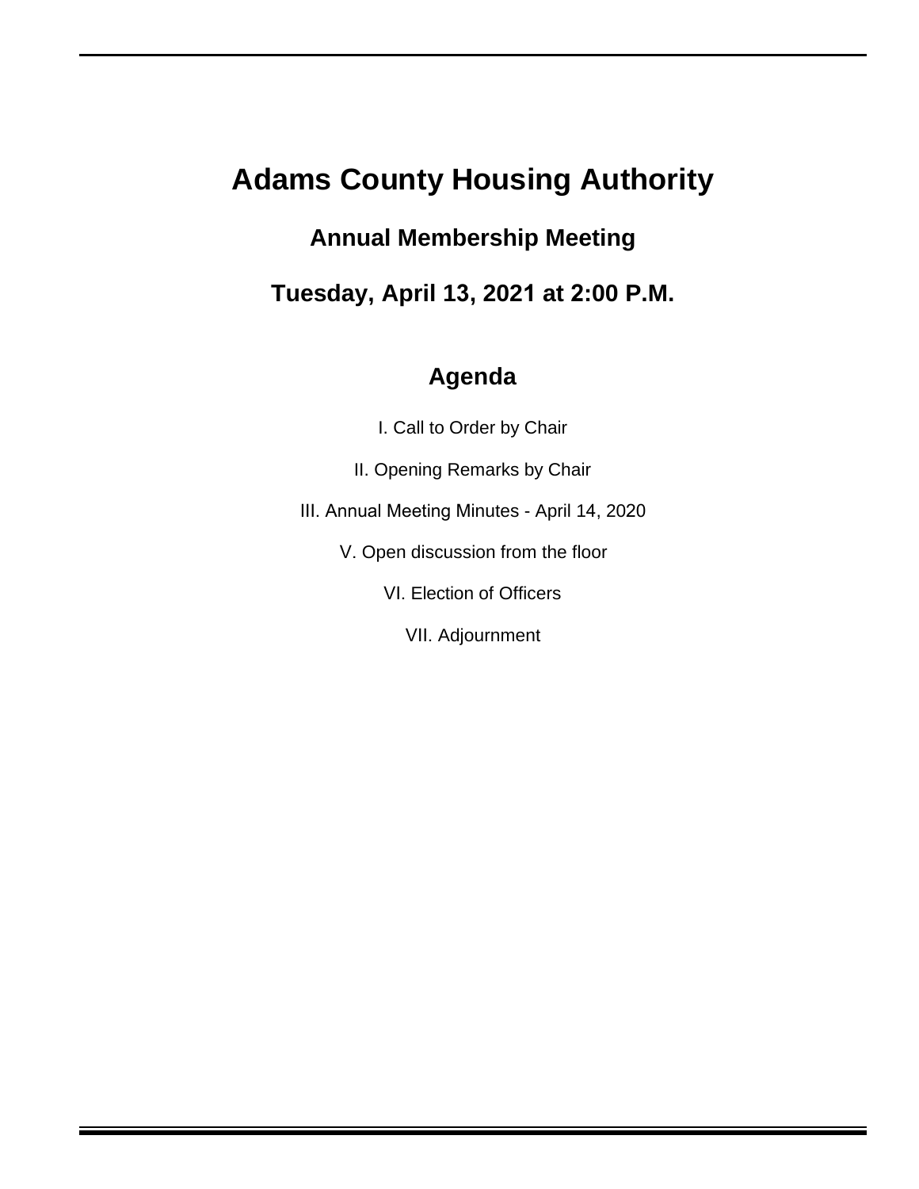# Adams County Housing Authority

## Annual Membership Meeting

## Tuesday, April 13, 2021 at 2:00 P.M.

### Agenda

I. Call to Order by Chair

II. Opening Remarks by Chair

III. Annual Meeting Minutes - April 14, 2020

V. Open discussion from the floor

VI. Election of Officers

VII. Adjournment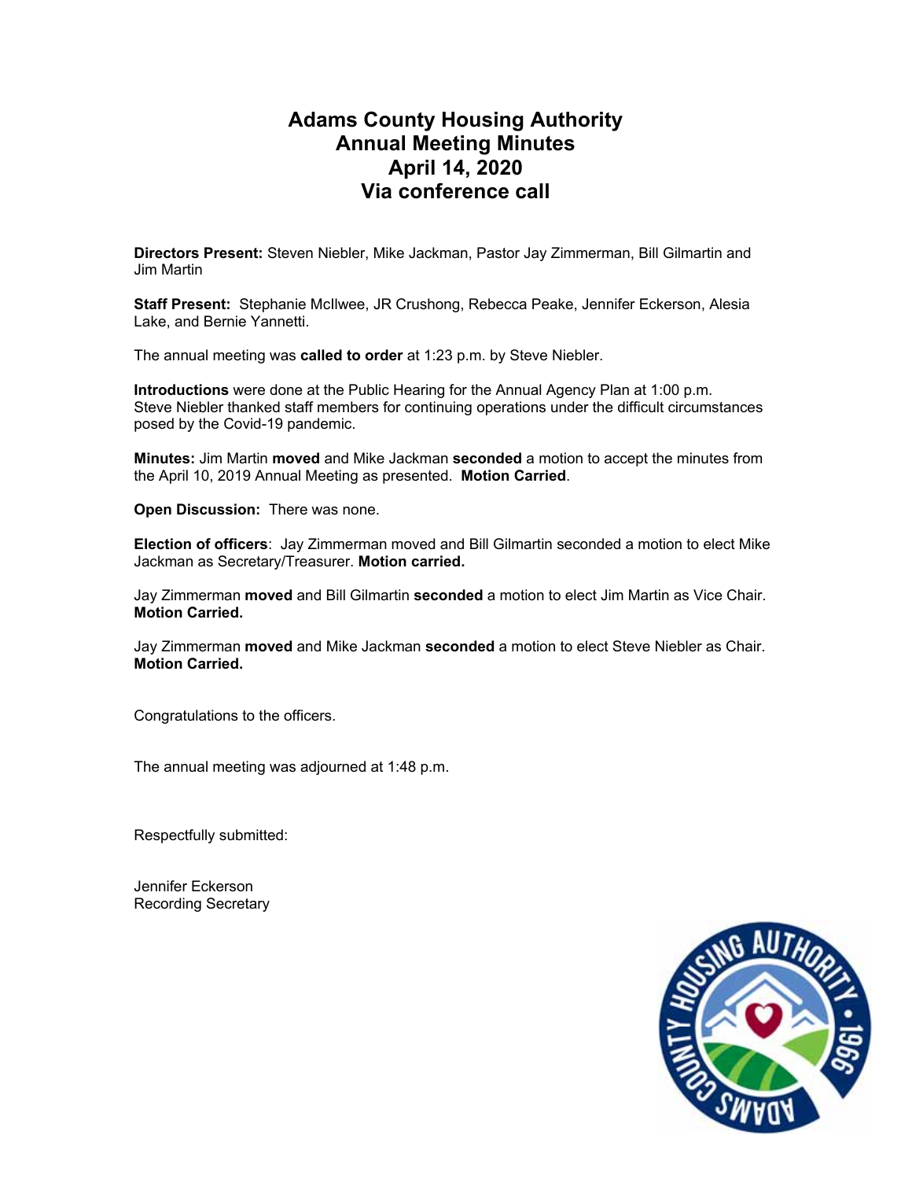# Adams County Housing Authority
# Annual Meeting Minutes
# April 14, 2020
# Via conference call

**Directors Present:** Steven Niebler, Mike Jackman, Pastor Jay Zimmerman, Bill Gilmartin and Jim Martin

**Staff Present:** Stephanie McIlwee, JR Crushong, Rebecca Peake, Jennifer Eckerson, Alesia Lake, and Bernie Yannetti.

The annual meeting was **called to order** at 1:23 p.m. by Steve Niebler.

**Introductions** were done at the Public Hearing for the Annual Agency Plan at 1:00 p.m. Steve Niebler thanked staff members for continuing operations under the difficult circumstances posed by the Covid-19 pandemic.

**Minutes:** Jim Martin **moved** and Mike Jackman **seconded** a motion to accept the minutes from the April 10, 2019 Annual Meeting as presented. **Motion Carried**.

**Open Discussion:** There was none.

**Election of officers**: Jay Zimmerman moved and Bill Gilmartin seconded a motion to elect Mike Jackman as Secretary/Treasurer. **Motion carried.**

Jay Zimmerman **moved** and Bill Gilmartin **seconded** a motion to elect Jim Martin as Vice Chair. **Motion Carried.**

Jay Zimmerman **moved** and Mike Jackman **seconded** a motion to elect Steve Niebler as Chair. **Motion Carried.**

Congratulations to the officers.

The annual meeting was adjourned at 1:48 p.m.

Respectfully submitted:

Jennifer Eckerson
Recording Secretary